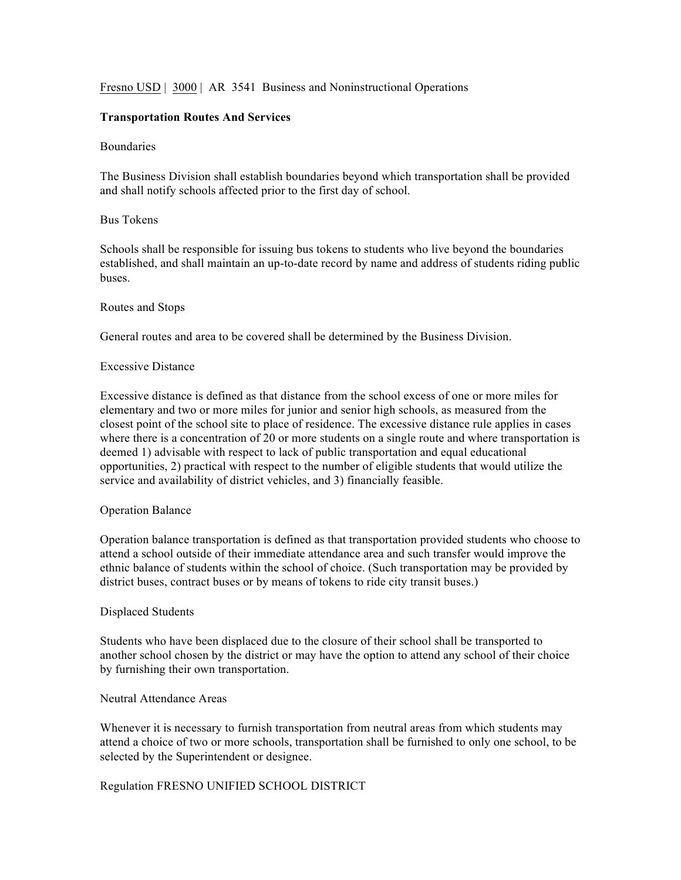Fresno USD | 3000 | AR 3541 Business and Noninstructional Operations

## Transportation Routes And Services

### Boundaries

The Business Division shall establish boundaries beyond which transportation shall be provided and shall notify schools affected prior to the first day of school.

### Bus Tokens

Schools shall be responsible for issuing bus tokens to students who live beyond the boundaries established, and shall maintain an up-to-date record by name and address of students riding public buses.

### Routes and Stops

General routes and area to be covered shall be determined by the Business Division.

### Excessive Distance

Excessive distance is defined as that distance from the school excess of one or more miles for elementary and two or more miles for junior and senior high schools, as measured from the closest point of the school site to place of residence. The excessive distance rule applies in cases where there is a concentration of 20 or more students on a single route and where transportation is deemed 1) advisable with respect to lack of public transportation and equal educational opportunities, 2) practical with respect to the number of eligible students that would utilize the service and availability of district vehicles, and 3) financially feasible.

### Operation Balance

Operation balance transportation is defined as that transportation provided students who choose to attend a school outside of their immediate attendance area and such transfer would improve the ethnic balance of students within the school of choice. (Such transportation may be provided by district buses, contract buses or by means of tokens to ride city transit buses.)

### Displaced Students

Students who have been displaced due to the closure of their school shall be transported to another school chosen by the district or may have the option to attend any school of their choice by furnishing their own transportation.

### Neutral Attendance Areas

Whenever it is necessary to furnish transportation from neutral areas from which students may attend a choice of two or more schools, transportation shall be furnished to only one school, to be selected by the Superintendent or designee.

Regulation FRESNO UNIFIED SCHOOL DISTRICT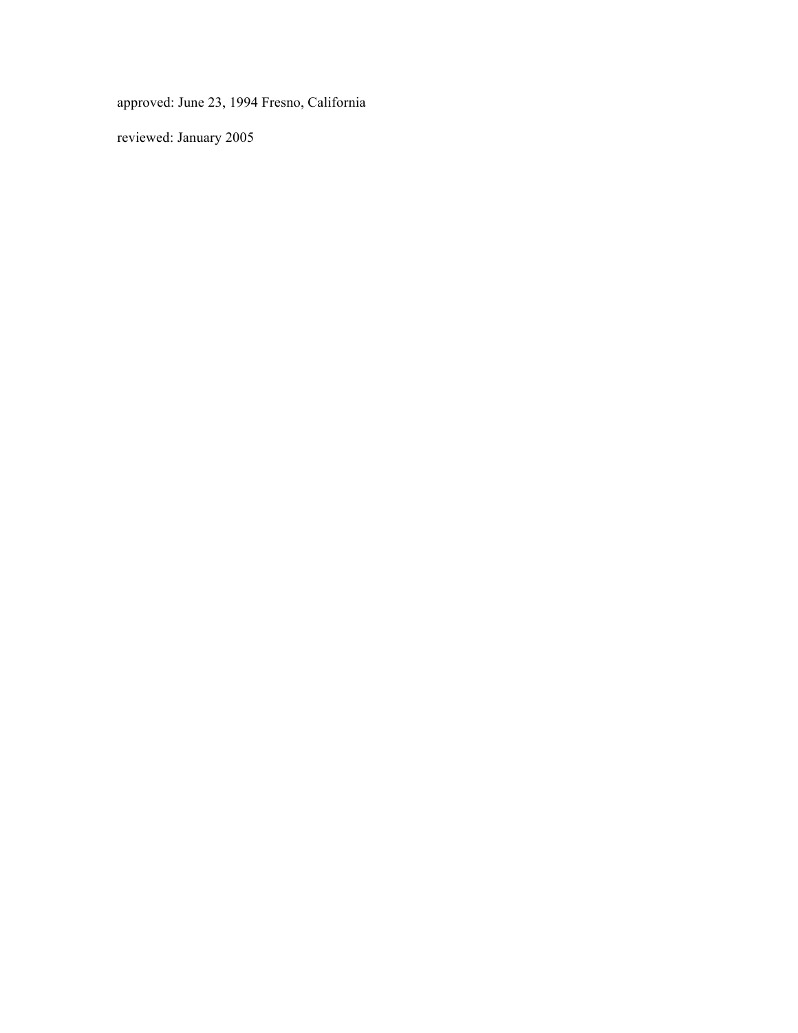approved: June 23, 1994 Fresno, California

reviewed: January 2005